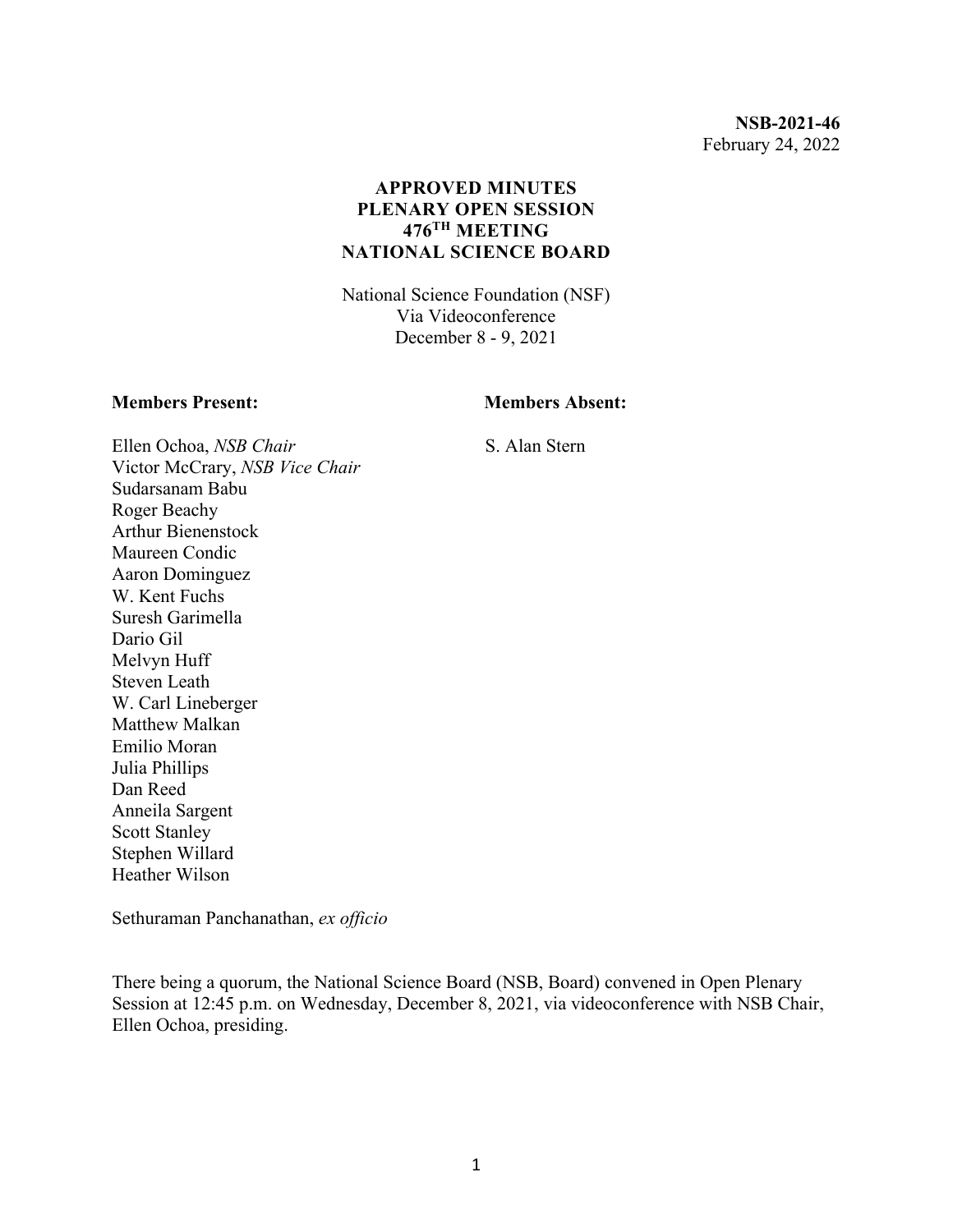**NSB-2021-46**
February 24, 2022

# APPROVED MINUTES
# PLENARY OPEN SESSION
# 476TH MEETING
# NATIONAL SCIENCE BOARD

National Science Foundation (NSF)
Via Videoconference
December 8 - 9, 2021

**Members Present:**

Ellen Ochoa, *NSB Chair*
Victor McCrary, *NSB Vice Chair*
Sudarsanam Babu
Roger Beachy
Arthur Bienenstock
Maureen Condic
Aaron Dominguez
W. Kent Fuchs
Suresh Garimella
Dario Gil
Melvyn Huff
Steven Leath
W. Carl Lineberger
Matthew Malkan
Emilio Moran
Julia Phillips
Dan Reed
Anneila Sargent
Scott Stanley
Stephen Willard
Heather Wilson

Sethuraman Panchanathan, *ex officio*

**Members Absent:**

S. Alan Stern

There being a quorum, the National Science Board (NSB, Board) convened in Open Plenary Session at 12:45 p.m. on Wednesday, December 8, 2021, via videoconference with NSB Chair, Ellen Ochoa, presiding.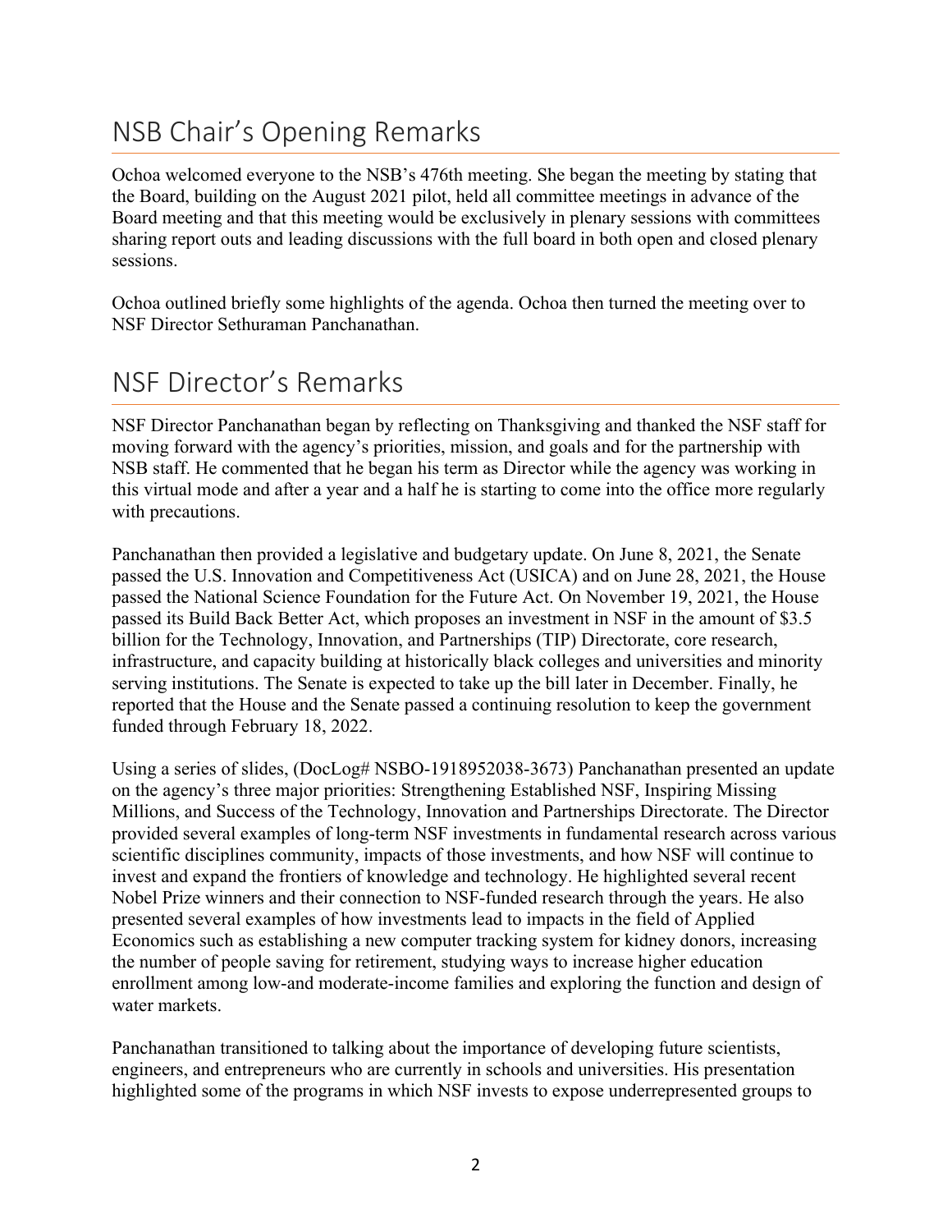## NSB Chair's Opening Remarks

Ochoa welcomed everyone to the NSB's 476th meeting. She began the meeting by stating that the Board, building on the August 2021 pilot, held all committee meetings in advance of the Board meeting and that this meeting would be exclusively in plenary sessions with committees sharing report outs and leading discussions with the full board in both open and closed plenary sessions.

Ochoa outlined briefly some highlights of the agenda. Ochoa then turned the meeting over to NSF Director Sethuraman Panchanathan.

## NSF Director's Remarks

NSF Director Panchanathan began by reflecting on Thanksgiving and thanked the NSF staff for moving forward with the agency's priorities, mission, and goals and for the partnership with NSB staff. He commented that he began his term as Director while the agency was working in this virtual mode and after a year and a half he is starting to come into the office more regularly with precautions.

Panchanathan then provided a legislative and budgetary update. On June 8, 2021, the Senate passed the U.S. Innovation and Competitiveness Act (USICA) and on June 28, 2021, the House passed the National Science Foundation for the Future Act. On November 19, 2021, the House passed its Build Back Better Act, which proposes an investment in NSF in the amount of $3.5 billion for the Technology, Innovation, and Partnerships (TIP) Directorate, core research, infrastructure, and capacity building at historically black colleges and universities and minority serving institutions. The Senate is expected to take up the bill later in December. Finally, he reported that the House and the Senate passed a continuing resolution to keep the government funded through February 18, 2022.

Using a series of slides, (DocLog# NSBO-1918952038-3673) Panchanathan presented an update on the agency's three major priorities: Strengthening Established NSF, Inspiring Missing Millions, and Success of the Technology, Innovation and Partnerships Directorate. The Director provided several examples of long-term NSF investments in fundamental research across various scientific disciplines community, impacts of those investments, and how NSF will continue to invest and expand the frontiers of knowledge and technology. He highlighted several recent Nobel Prize winners and their connection to NSF-funded research through the years. He also presented several examples of how investments lead to impacts in the field of Applied Economics such as establishing a new computer tracking system for kidney donors, increasing the number of people saving for retirement, studying ways to increase higher education enrollment among low-and moderate-income families and exploring the function and design of water markets.

Panchanathan transitioned to talking about the importance of developing future scientists, engineers, and entrepreneurs who are currently in schools and universities. His presentation highlighted some of the programs in which NSF invests to expose underrepresented groups to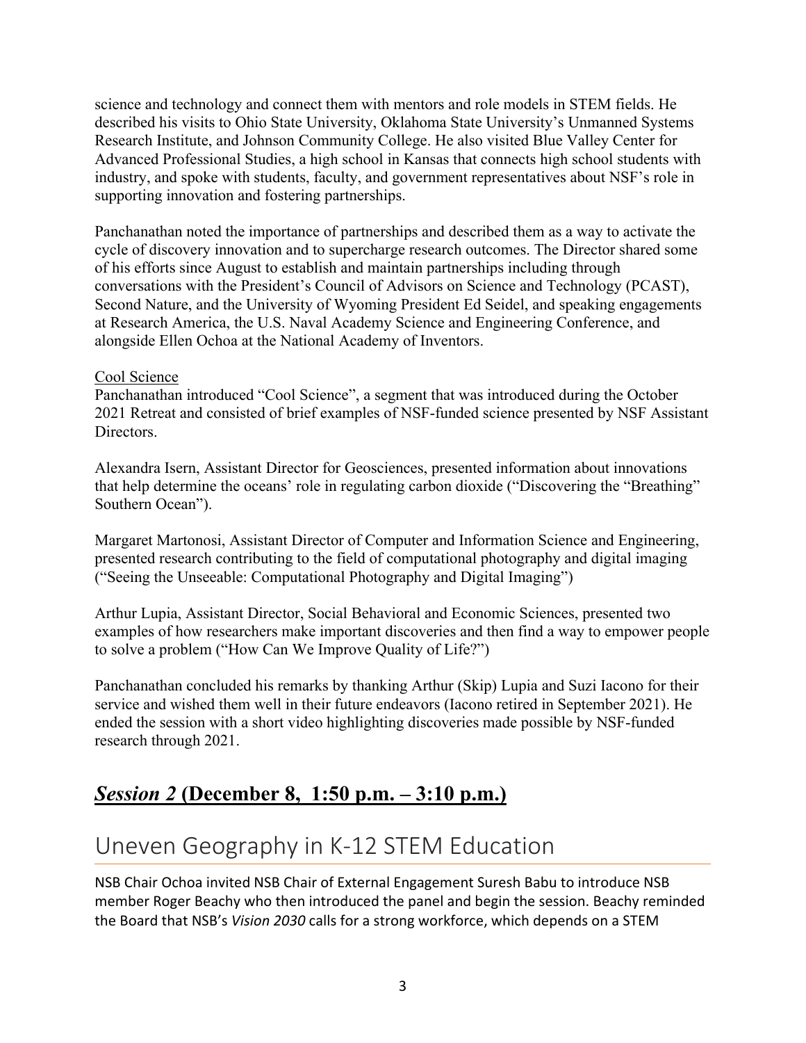science and technology and connect them with mentors and role models in STEM fields. He described his visits to Ohio State University, Oklahoma State University's Unmanned Systems Research Institute, and Johnson Community College. He also visited Blue Valley Center for Advanced Professional Studies, a high school in Kansas that connects high school students with industry, and spoke with students, faculty, and government representatives about NSF's role in supporting innovation and fostering partnerships.

Panchanathan noted the importance of partnerships and described them as a way to activate the cycle of discovery innovation and to supercharge research outcomes. The Director shared some of his efforts since August to establish and maintain partnerships including through conversations with the President's Council of Advisors on Science and Technology (PCAST), Second Nature, and the University of Wyoming President Ed Seidel, and speaking engagements at Research America, the U.S. Naval Academy Science and Engineering Conference, and alongside Ellen Ochoa at the National Academy of Inventors.

Cool Science

Panchanathan introduced "Cool Science", a segment that was introduced during the October 2021 Retreat and consisted of brief examples of NSF-funded science presented by NSF Assistant Directors.

Alexandra Isern, Assistant Director for Geosciences, presented information about innovations that help determine the oceans' role in regulating carbon dioxide ("Discovering the "Breathing" Southern Ocean").

Margaret Martonosi, Assistant Director of Computer and Information Science and Engineering, presented research contributing to the field of computational photography and digital imaging ("Seeing the Unseeable: Computational Photography and Digital Imaging")

Arthur Lupia, Assistant Director, Social Behavioral and Economic Sciences, presented two examples of how researchers make important discoveries and then find a way to empower people to solve a problem ("How Can We Improve Quality of Life?")

Panchanathan concluded his remarks by thanking Arthur (Skip) Lupia and Suzi Iacono for their service and wished them well in their future endeavors (Iacono retired in September 2021). He ended the session with a short video highlighting discoveries made possible by NSF-funded research through 2021.

## ***Session 2* (December 8, 1:50 p.m. – 3:10 p.m.)**

# Uneven Geography in K-12 STEM Education

NSB Chair Ochoa invited NSB Chair of External Engagement Suresh Babu to introduce NSB member Roger Beachy who then introduced the panel and begin the session. Beachy reminded the Board that NSB's *Vision 2030* calls for a strong workforce, which depends on a STEM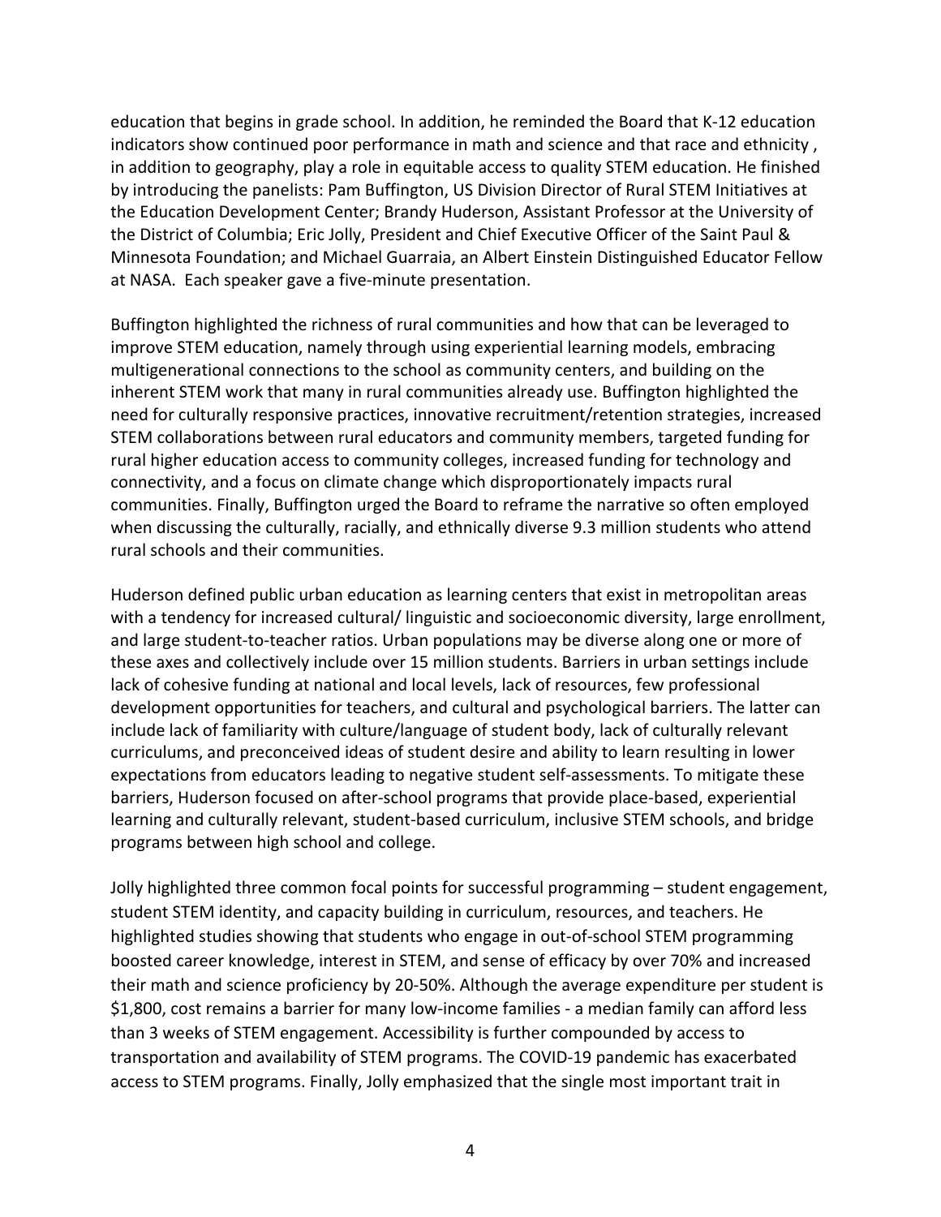education that begins in grade school. In addition, he reminded the Board that K-12 education indicators show continued poor performance in math and science and that race and ethnicity , in addition to geography, play a role in equitable access to quality STEM education. He finished by introducing the panelists: Pam Buffington, US Division Director of Rural STEM Initiatives at the Education Development Center; Brandy Huderson, Assistant Professor at the University of the District of Columbia; Eric Jolly, President and Chief Executive Officer of the Saint Paul & Minnesota Foundation; and Michael Guarraia, an Albert Einstein Distinguished Educator Fellow at NASA. Each speaker gave a five-minute presentation.

Buffington highlighted the richness of rural communities and how that can be leveraged to improve STEM education, namely through using experiential learning models, embracing multigenerational connections to the school as community centers, and building on the inherent STEM work that many in rural communities already use. Buffington highlighted the need for culturally responsive practices, innovative recruitment/retention strategies, increased STEM collaborations between rural educators and community members, targeted funding for rural higher education access to community colleges, increased funding for technology and connectivity, and a focus on climate change which disproportionately impacts rural communities. Finally, Buffington urged the Board to reframe the narrative so often employed when discussing the culturally, racially, and ethnically diverse 9.3 million students who attend rural schools and their communities.

Huderson defined public urban education as learning centers that exist in metropolitan areas with a tendency for increased cultural/ linguistic and socioeconomic diversity, large enrollment, and large student-to-teacher ratios. Urban populations may be diverse along one or more of these axes and collectively include over 15 million students. Barriers in urban settings include lack of cohesive funding at national and local levels, lack of resources, few professional development opportunities for teachers, and cultural and psychological barriers. The latter can include lack of familiarity with culture/language of student body, lack of culturally relevant curriculums, and preconceived ideas of student desire and ability to learn resulting in lower expectations from educators leading to negative student self-assessments. To mitigate these barriers, Huderson focused on after-school programs that provide place-based, experiential learning and culturally relevant, student-based curriculum, inclusive STEM schools, and bridge programs between high school and college.

Jolly highlighted three common focal points for successful programming – student engagement, student STEM identity, and capacity building in curriculum, resources, and teachers. He highlighted studies showing that students who engage in out-of-school STEM programming boosted career knowledge, interest in STEM, and sense of efficacy by over 70% and increased their math and science proficiency by 20-50%. Although the average expenditure per student is $1,800, cost remains a barrier for many low-income families - a median family can afford less than 3 weeks of STEM engagement. Accessibility is further compounded by access to transportation and availability of STEM programs. The COVID-19 pandemic has exacerbated access to STEM programs. Finally, Jolly emphasized that the single most important trait in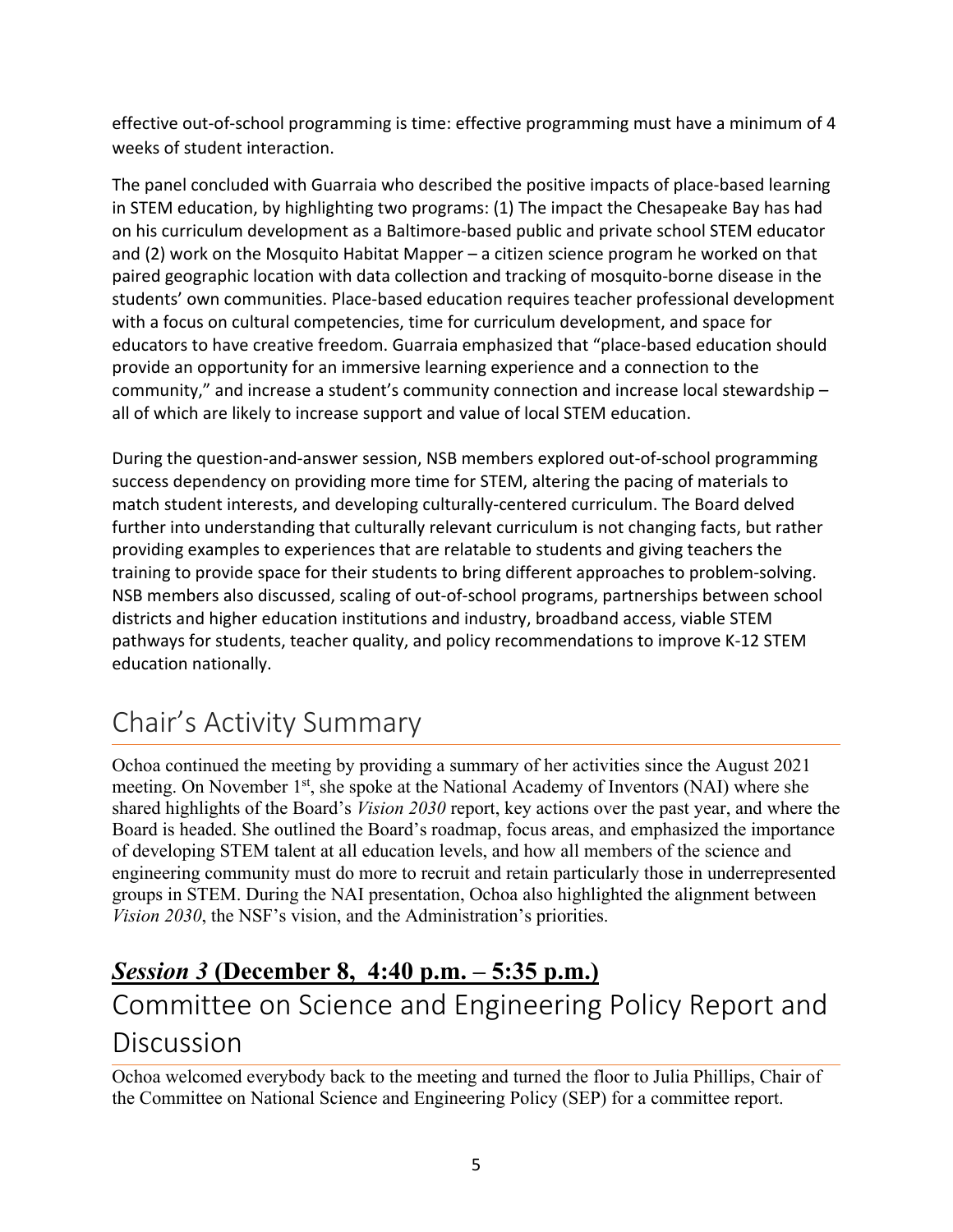effective out-of-school programming is time: effective programming must have a minimum of 4 weeks of student interaction.

The panel concluded with Guarraia who described the positive impacts of place-based learning in STEM education, by highlighting two programs: (1) The impact the Chesapeake Bay has had on his curriculum development as a Baltimore-based public and private school STEM educator and (2) work on the Mosquito Habitat Mapper – a citizen science program he worked on that paired geographic location with data collection and tracking of mosquito-borne disease in the students' own communities. Place-based education requires teacher professional development with a focus on cultural competencies, time for curriculum development, and space for educators to have creative freedom. Guarraia emphasized that "place-based education should provide an opportunity for an immersive learning experience and a connection to the community," and increase a student's community connection and increase local stewardship – all of which are likely to increase support and value of local STEM education.

During the question-and-answer session, NSB members explored out-of-school programming success dependency on providing more time for STEM, altering the pacing of materials to match student interests, and developing culturally-centered curriculum. The Board delved further into understanding that culturally relevant curriculum is not changing facts, but rather providing examples to experiences that are relatable to students and giving teachers the training to provide space for their students to bring different approaches to problem-solving. NSB members also discussed, scaling of out-of-school programs, partnerships between school districts and higher education institutions and industry, broadband access, viable STEM pathways for students, teacher quality, and policy recommendations to improve K-12 STEM education nationally.

## Chair's Activity Summary

Ochoa continued the meeting by providing a summary of her activities since the August 2021 meeting. On November 1st, she spoke at the National Academy of Inventors (NAI) where she shared highlights of the Board's *Vision 2030* report, key actions over the past year, and where the Board is headed. She outlined the Board's roadmap, focus areas, and emphasized the importance of developing STEM talent at all education levels, and how all members of the science and engineering community must do more to recruit and retain particularly those in underrepresented groups in STEM. During the NAI presentation, Ochoa also highlighted the alignment between *Vision 2030*, the NSF's vision, and the Administration's priorities.

### ***Session 3*** **(December 8, 4:40 p.m. – 5:35 p.m.)**

## Committee on Science and Engineering Policy Report and Discussion

Ochoa welcomed everybody back to the meeting and turned the floor to Julia Phillips, Chair of the Committee on National Science and Engineering Policy (SEP) for a committee report.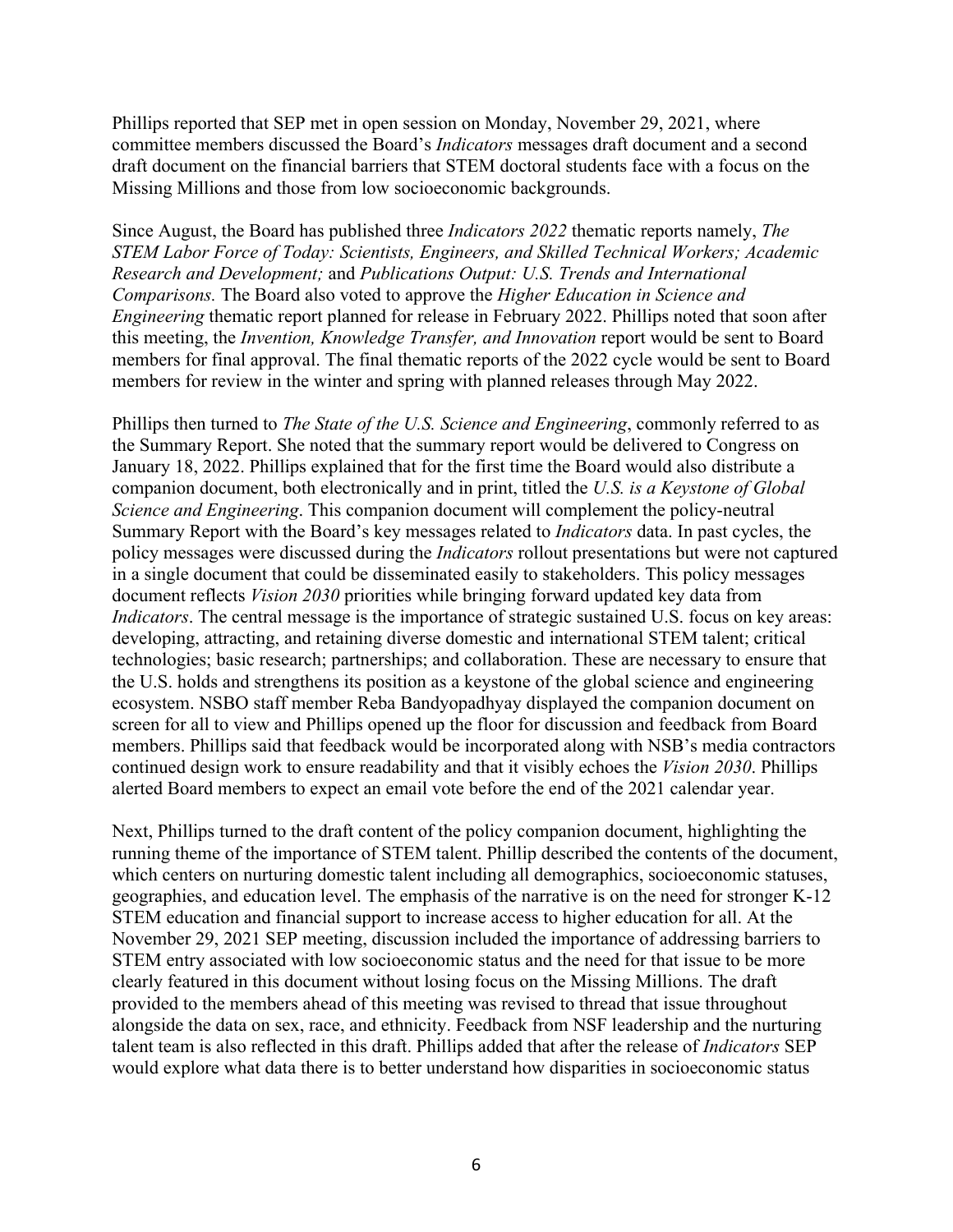Phillips reported that SEP met in open session on Monday, November 29, 2021, where committee members discussed the Board's *Indicators* messages draft document and a second draft document on the financial barriers that STEM doctoral students face with a focus on the Missing Millions and those from low socioeconomic backgrounds.

Since August, the Board has published three *Indicators 2022* thematic reports namely, *The STEM Labor Force of Today: Scientists, Engineers, and Skilled Technical Workers; Academic Research and Development;* and *Publications Output: U.S. Trends and International Comparisons.* The Board also voted to approve the *Higher Education in Science and Engineering* thematic report planned for release in February 2022. Phillips noted that soon after this meeting, the *Invention, Knowledge Transfer, and Innovation* report would be sent to Board members for final approval. The final thematic reports of the 2022 cycle would be sent to Board members for review in the winter and spring with planned releases through May 2022.

Phillips then turned to *The State of the U.S. Science and Engineering*, commonly referred to as the Summary Report. She noted that the summary report would be delivered to Congress on January 18, 2022. Phillips explained that for the first time the Board would also distribute a companion document, both electronically and in print, titled the *U.S. is a Keystone of Global Science and Engineering*. This companion document will complement the policy-neutral Summary Report with the Board's key messages related to *Indicators* data. In past cycles, the policy messages were discussed during the *Indicators* rollout presentations but were not captured in a single document that could be disseminated easily to stakeholders. This policy messages document reflects *Vision 2030* priorities while bringing forward updated key data from *Indicators*. The central message is the importance of strategic sustained U.S. focus on key areas: developing, attracting, and retaining diverse domestic and international STEM talent; critical technologies; basic research; partnerships; and collaboration. These are necessary to ensure that the U.S. holds and strengthens its position as a keystone of the global science and engineering ecosystem. NSBO staff member Reba Bandyopadhyay displayed the companion document on screen for all to view and Phillips opened up the floor for discussion and feedback from Board members. Phillips said that feedback would be incorporated along with NSB's media contractors continued design work to ensure readability and that it visibly echoes the *Vision 2030*. Phillips alerted Board members to expect an email vote before the end of the 2021 calendar year.

Next, Phillips turned to the draft content of the policy companion document, highlighting the running theme of the importance of STEM talent. Phillip described the contents of the document, which centers on nurturing domestic talent including all demographics, socioeconomic statuses, geographies, and education level. The emphasis of the narrative is on the need for stronger K-12 STEM education and financial support to increase access to higher education for all. At the November 29, 2021 SEP meeting, discussion included the importance of addressing barriers to STEM entry associated with low socioeconomic status and the need for that issue to be more clearly featured in this document without losing focus on the Missing Millions. The draft provided to the members ahead of this meeting was revised to thread that issue throughout alongside the data on sex, race, and ethnicity. Feedback from NSF leadership and the nurturing talent team is also reflected in this draft. Phillips added that after the release of *Indicators* SEP would explore what data there is to better understand how disparities in socioeconomic status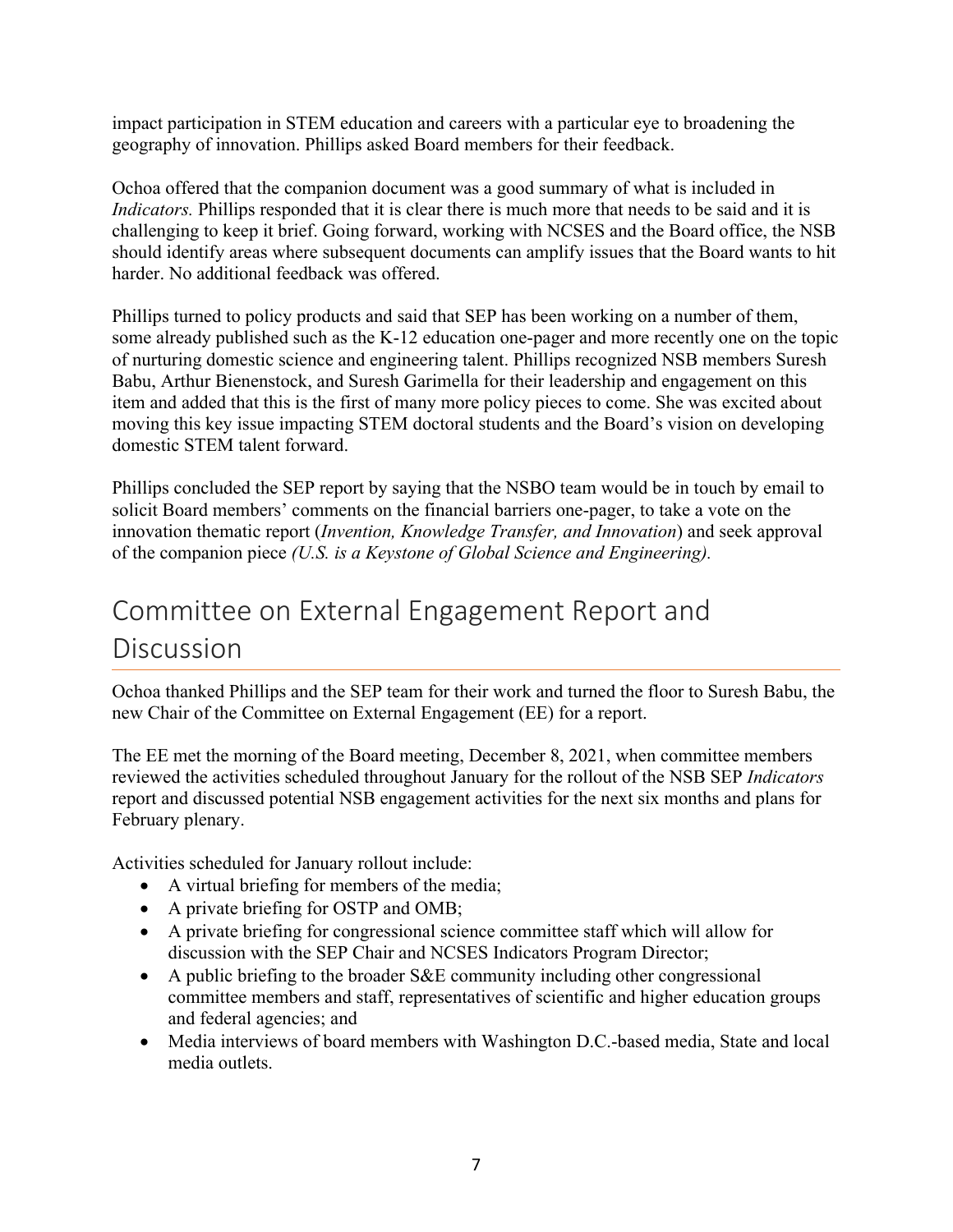impact participation in STEM education and careers with a particular eye to broadening the geography of innovation. Phillips asked Board members for their feedback.

Ochoa offered that the companion document was a good summary of what is included in *Indicators.* Phillips responded that it is clear there is much more that needs to be said and it is challenging to keep it brief. Going forward, working with NCSES and the Board office, the NSB should identify areas where subsequent documents can amplify issues that the Board wants to hit harder. No additional feedback was offered.

Phillips turned to policy products and said that SEP has been working on a number of them, some already published such as the K-12 education one-pager and more recently one on the topic of nurturing domestic science and engineering talent. Phillips recognized NSB members Suresh Babu, Arthur Bienenstock, and Suresh Garimella for their leadership and engagement on this item and added that this is the first of many more policy pieces to come. She was excited about moving this key issue impacting STEM doctoral students and the Board's vision on developing domestic STEM talent forward.

Phillips concluded the SEP report by saying that the NSBO team would be in touch by email to solicit Board members' comments on the financial barriers one-pager, to take a vote on the innovation thematic report (*Invention, Knowledge Transfer, and Innovation*) and seek approval of the companion piece *(U.S. is a Keystone of Global Science and Engineering).*

# Committee on External Engagement Report and Discussion

Ochoa thanked Phillips and the SEP team for their work and turned the floor to Suresh Babu, the new Chair of the Committee on External Engagement (EE) for a report.

The EE met the morning of the Board meeting, December 8, 2021, when committee members reviewed the activities scheduled throughout January for the rollout of the NSB SEP *Indicators* report and discussed potential NSB engagement activities for the next six months and plans for February plenary.

Activities scheduled for January rollout include:

- A virtual briefing for members of the media;
- A private briefing for OSTP and OMB;
- A private briefing for congressional science committee staff which will allow for discussion with the SEP Chair and NCSES Indicators Program Director;
- A public briefing to the broader S&E community including other congressional committee members and staff, representatives of scientific and higher education groups and federal agencies; and
- Media interviews of board members with Washington D.C.-based media, State and local media outlets.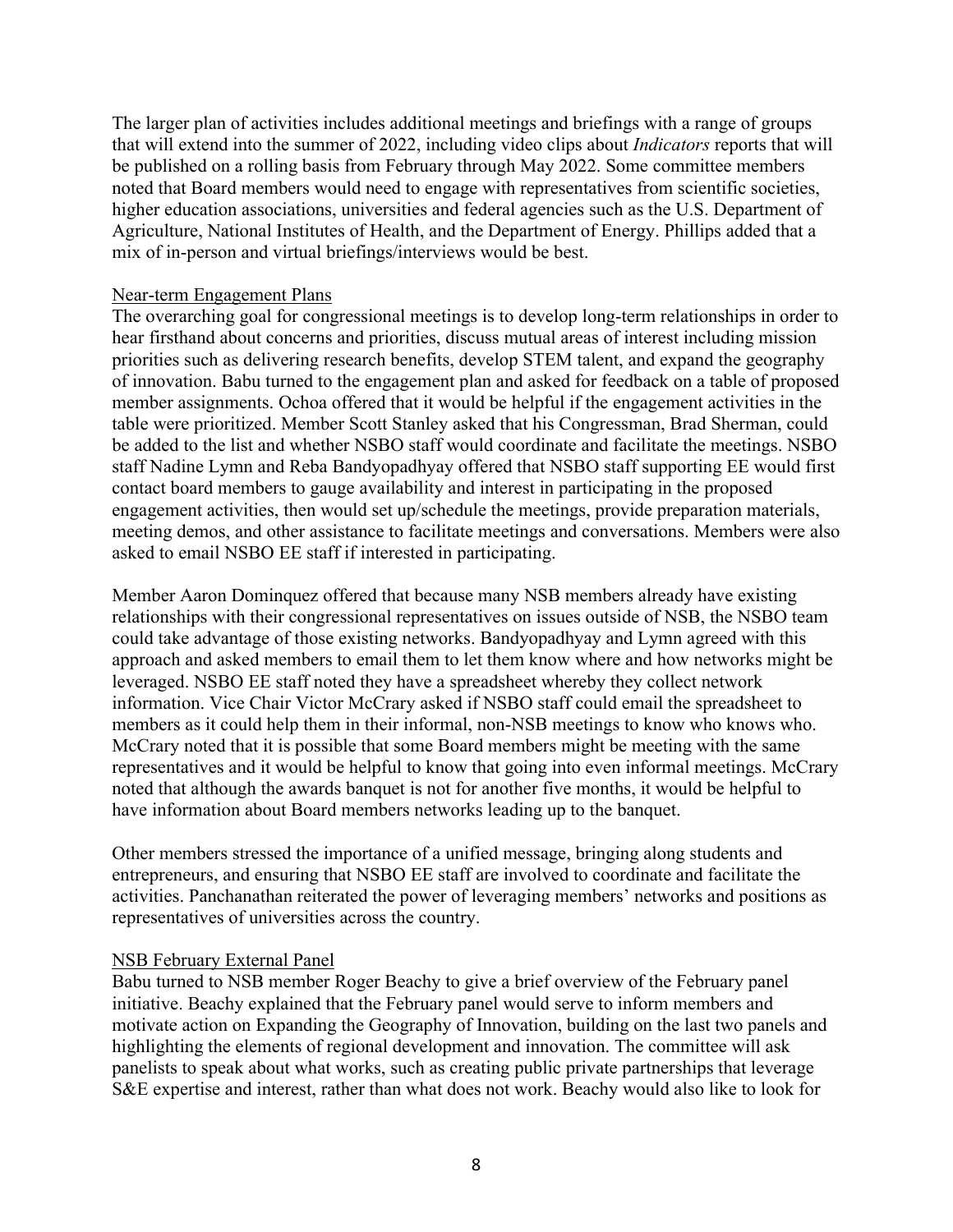The larger plan of activities includes additional meetings and briefings with a range of groups that will extend into the summer of 2022, including video clips about *Indicators* reports that will be published on a rolling basis from February through May 2022. Some committee members noted that Board members would need to engage with representatives from scientific societies, higher education associations, universities and federal agencies such as the U.S. Department of Agriculture, National Institutes of Health, and the Department of Energy. Phillips added that a mix of in-person and virtual briefings/interviews would be best.

Near-term Engagement Plans

The overarching goal for congressional meetings is to develop long-term relationships in order to hear firsthand about concerns and priorities, discuss mutual areas of interest including mission priorities such as delivering research benefits, develop STEM talent, and expand the geography of innovation. Babu turned to the engagement plan and asked for feedback on a table of proposed member assignments. Ochoa offered that it would be helpful if the engagement activities in the table were prioritized. Member Scott Stanley asked that his Congressman, Brad Sherman, could be added to the list and whether NSBO staff would coordinate and facilitate the meetings. NSBO staff Nadine Lymn and Reba Bandyopadhyay offered that NSBO staff supporting EE would first contact board members to gauge availability and interest in participating in the proposed engagement activities, then would set up/schedule the meetings, provide preparation materials, meeting demos, and other assistance to facilitate meetings and conversations. Members were also asked to email NSBO EE staff if interested in participating.

Member Aaron Dominquez offered that because many NSB members already have existing relationships with their congressional representatives on issues outside of NSB, the NSBO team could take advantage of those existing networks. Bandyopadhyay and Lymn agreed with this approach and asked members to email them to let them know where and how networks might be leveraged. NSBO EE staff noted they have a spreadsheet whereby they collect network information. Vice Chair Victor McCrary asked if NSBO staff could email the spreadsheet to members as it could help them in their informal, non-NSB meetings to know who knows who. McCrary noted that it is possible that some Board members might be meeting with the same representatives and it would be helpful to know that going into even informal meetings. McCrary noted that although the awards banquet is not for another five months, it would be helpful to have information about Board members networks leading up to the banquet.

Other members stressed the importance of a unified message, bringing along students and entrepreneurs, and ensuring that NSBO EE staff are involved to coordinate and facilitate the activities. Panchanathan reiterated the power of leveraging members' networks and positions as representatives of universities across the country.

NSB February External Panel

Babu turned to NSB member Roger Beachy to give a brief overview of the February panel initiative. Beachy explained that the February panel would serve to inform members and motivate action on Expanding the Geography of Innovation, building on the last two panels and highlighting the elements of regional development and innovation. The committee will ask panelists to speak about what works, such as creating public private partnerships that leverage S&E expertise and interest, rather than what does not work. Beachy would also like to look for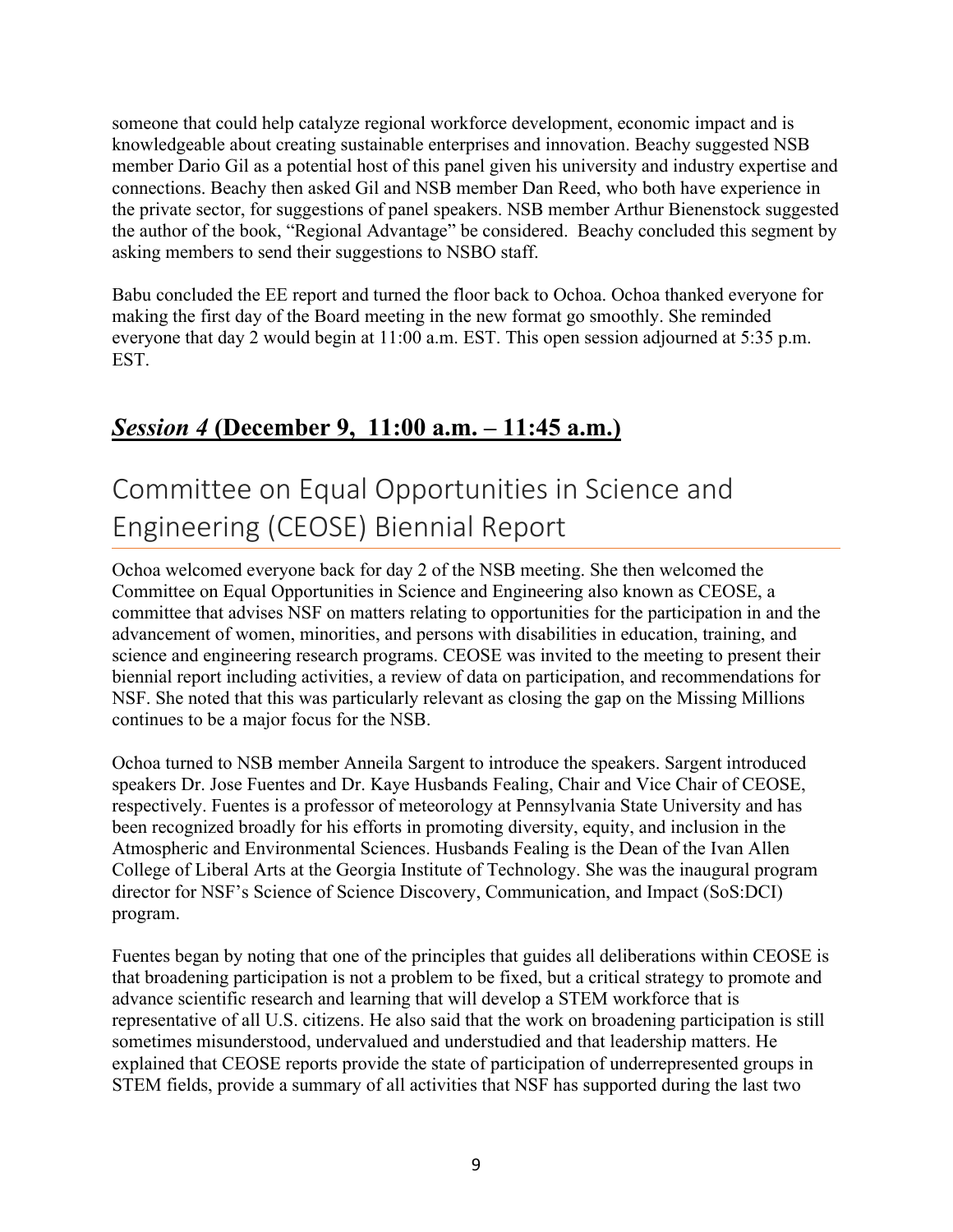someone that could help catalyze regional workforce development, economic impact and is knowledgeable about creating sustainable enterprises and innovation. Beachy suggested NSB member Dario Gil as a potential host of this panel given his university and industry expertise and connections. Beachy then asked Gil and NSB member Dan Reed, who both have experience in the private sector, for suggestions of panel speakers. NSB member Arthur Bienenstock suggested the author of the book, "Regional Advantage" be considered. Beachy concluded this segment by asking members to send their suggestions to NSBO staff.

Babu concluded the EE report and turned the floor back to Ochoa. Ochoa thanked everyone for making the first day of the Board meeting in the new format go smoothly. She reminded everyone that day 2 would begin at 11:00 a.m. EST. This open session adjourned at 5:35 p.m. EST.

## ***Session 4* (December 9, 11:00 a.m. – 11:45 a.m.)**

# Committee on Equal Opportunities in Science and Engineering (CEOSE) Biennial Report

Ochoa welcomed everyone back for day 2 of the NSB meeting. She then welcomed the Committee on Equal Opportunities in Science and Engineering also known as CEOSE, a committee that advises NSF on matters relating to opportunities for the participation in and the advancement of women, minorities, and persons with disabilities in education, training, and science and engineering research programs. CEOSE was invited to the meeting to present their biennial report including activities, a review of data on participation, and recommendations for NSF. She noted that this was particularly relevant as closing the gap on the Missing Millions continues to be a major focus for the NSB.

Ochoa turned to NSB member Anneila Sargent to introduce the speakers. Sargent introduced speakers Dr. Jose Fuentes and Dr. Kaye Husbands Fealing, Chair and Vice Chair of CEOSE, respectively. Fuentes is a professor of meteorology at Pennsylvania State University and has been recognized broadly for his efforts in promoting diversity, equity, and inclusion in the Atmospheric and Environmental Sciences. Husbands Fealing is the Dean of the Ivan Allen College of Liberal Arts at the Georgia Institute of Technology. She was the inaugural program director for NSF's Science of Science Discovery, Communication, and Impact (SoS:DCI) program.

Fuentes began by noting that one of the principles that guides all deliberations within CEOSE is that broadening participation is not a problem to be fixed, but a critical strategy to promote and advance scientific research and learning that will develop a STEM workforce that is representative of all U.S. citizens. He also said that the work on broadening participation is still sometimes misunderstood, undervalued and understudied and that leadership matters. He explained that CEOSE reports provide the state of participation of underrepresented groups in STEM fields, provide a summary of all activities that NSF has supported during the last two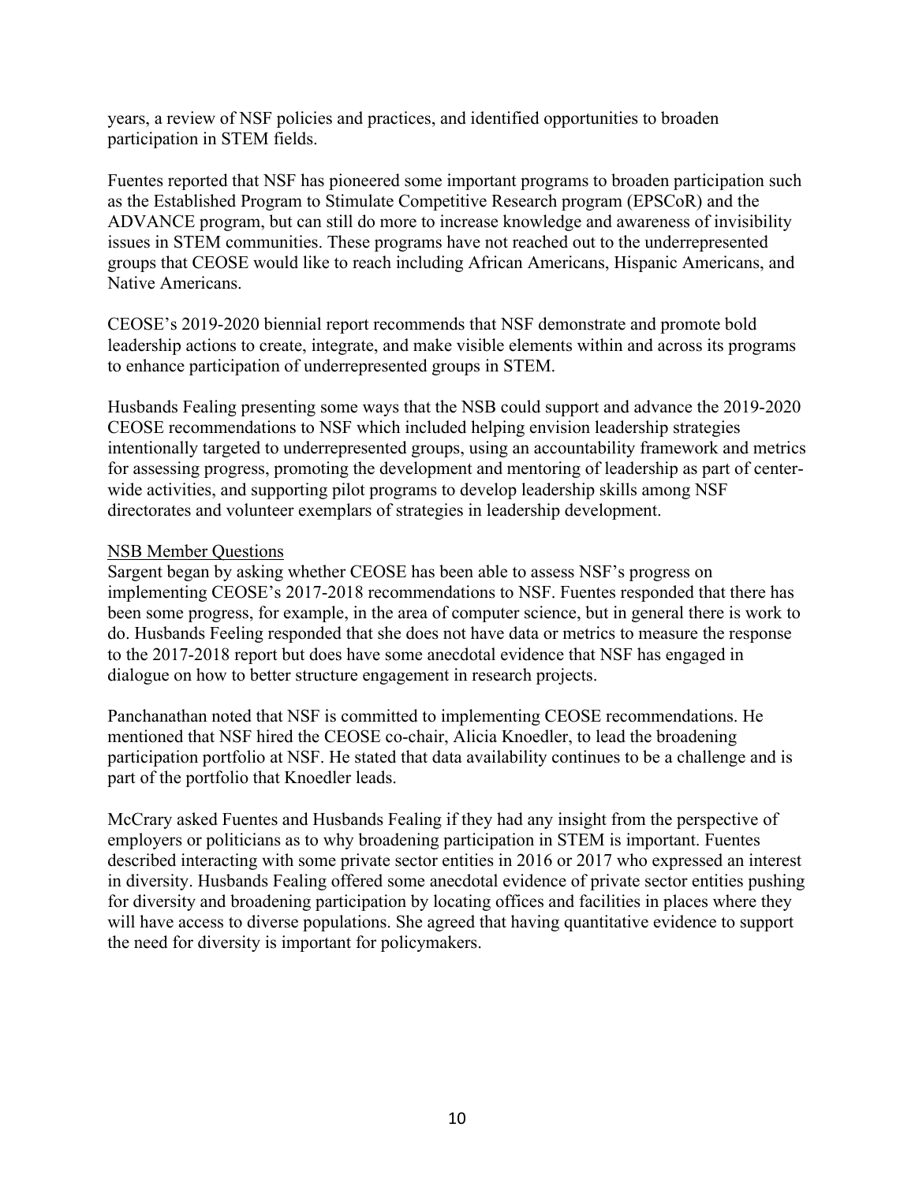years, a review of NSF policies and practices, and identified opportunities to broaden participation in STEM fields.

Fuentes reported that NSF has pioneered some important programs to broaden participation such as the Established Program to Stimulate Competitive Research program (EPSCoR) and the ADVANCE program, but can still do more to increase knowledge and awareness of invisibility issues in STEM communities. These programs have not reached out to the underrepresented groups that CEOSE would like to reach including African Americans, Hispanic Americans, and Native Americans.

CEOSE's 2019-2020 biennial report recommends that NSF demonstrate and promote bold leadership actions to create, integrate, and make visible elements within and across its programs to enhance participation of underrepresented groups in STEM.

Husbands Fealing presenting some ways that the NSB could support and advance the 2019-2020 CEOSE recommendations to NSF which included helping envision leadership strategies intentionally targeted to underrepresented groups, using an accountability framework and metrics for assessing progress, promoting the development and mentoring of leadership as part of center-wide activities, and supporting pilot programs to develop leadership skills among NSF directorates and volunteer exemplars of strategies in leadership development.

<u>NSB Member Questions</u>

Sargent began by asking whether CEOSE has been able to assess NSF's progress on implementing CEOSE's 2017-2018 recommendations to NSF. Fuentes responded that there has been some progress, for example, in the area of computer science, but in general there is work to do. Husbands Feeling responded that she does not have data or metrics to measure the response to the 2017-2018 report but does have some anecdotal evidence that NSF has engaged in dialogue on how to better structure engagement in research projects.

Panchanathan noted that NSF is committed to implementing CEOSE recommendations. He mentioned that NSF hired the CEOSE co-chair, Alicia Knoedler, to lead the broadening participation portfolio at NSF. He stated that data availability continues to be a challenge and is part of the portfolio that Knoedler leads.

McCrary asked Fuentes and Husbands Fealing if they had any insight from the perspective of employers or politicians as to why broadening participation in STEM is important. Fuentes described interacting with some private sector entities in 2016 or 2017 who expressed an interest in diversity. Husbands Fealing offered some anecdotal evidence of private sector entities pushing for diversity and broadening participation by locating offices and facilities in places where they will have access to diverse populations. She agreed that having quantitative evidence to support the need for diversity is important for policymakers.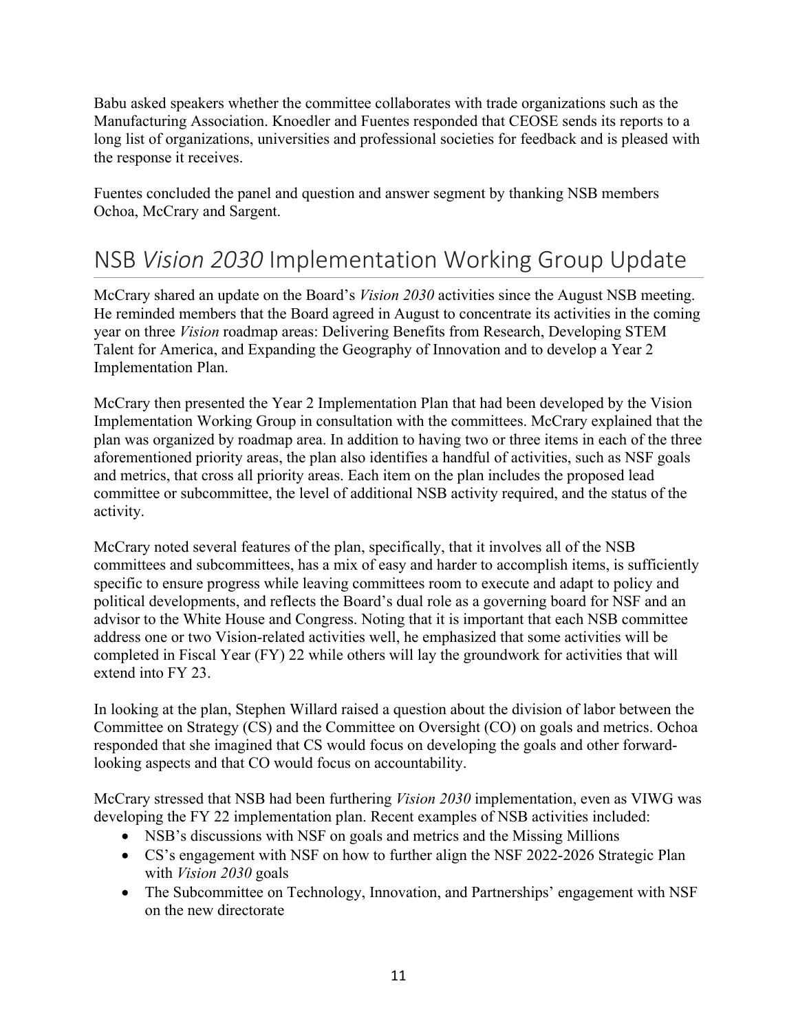Babu asked speakers whether the committee collaborates with trade organizations such as the Manufacturing Association. Knoedler and Fuentes responded that CEOSE sends its reports to a long list of organizations, universities and professional societies for feedback and is pleased with the response it receives.

Fuentes concluded the panel and question and answer segment by thanking NSB members Ochoa, McCrary and Sargent.

# NSB *Vision 2030* Implementation Working Group Update

McCrary shared an update on the Board's *Vision 2030* activities since the August NSB meeting. He reminded members that the Board agreed in August to concentrate its activities in the coming year on three *Vision* roadmap areas: Delivering Benefits from Research, Developing STEM Talent for America, and Expanding the Geography of Innovation and to develop a Year 2 Implementation Plan.

McCrary then presented the Year 2 Implementation Plan that had been developed by the Vision Implementation Working Group in consultation with the committees. McCrary explained that the plan was organized by roadmap area. In addition to having two or three items in each of the three aforementioned priority areas, the plan also identifies a handful of activities, such as NSF goals and metrics, that cross all priority areas. Each item on the plan includes the proposed lead committee or subcommittee, the level of additional NSB activity required, and the status of the activity.

McCrary noted several features of the plan, specifically, that it involves all of the NSB committees and subcommittees, has a mix of easy and harder to accomplish items, is sufficiently specific to ensure progress while leaving committees room to execute and adapt to policy and political developments, and reflects the Board's dual role as a governing board for NSF and an advisor to the White House and Congress. Noting that it is important that each NSB committee address one or two Vision-related activities well, he emphasized that some activities will be completed in Fiscal Year (FY) 22 while others will lay the groundwork for activities that will extend into FY 23.

In looking at the plan, Stephen Willard raised a question about the division of labor between the Committee on Strategy (CS) and the Committee on Oversight (CO) on goals and metrics. Ochoa responded that she imagined that CS would focus on developing the goals and other forward-looking aspects and that CO would focus on accountability.

McCrary stressed that NSB had been furthering *Vision 2030* implementation, even as VIWG was developing the FY 22 implementation plan. Recent examples of NSB activities included:

- NSB's discussions with NSF on goals and metrics and the Missing Millions
- CS's engagement with NSF on how to further align the NSF 2022-2026 Strategic Plan with *Vision 2030* goals
- The Subcommittee on Technology, Innovation, and Partnerships' engagement with NSF on the new directorate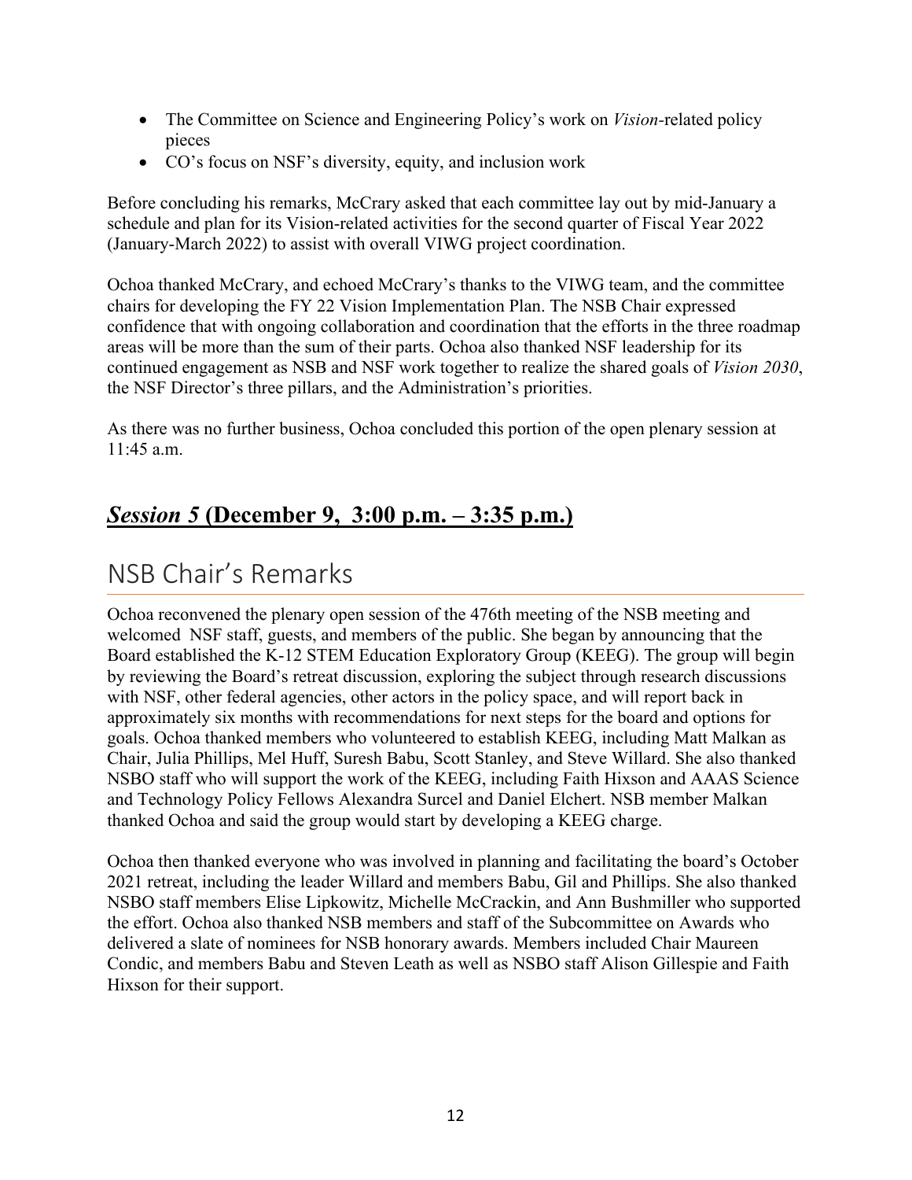- The Committee on Science and Engineering Policy's work on *Vision*-related policy pieces
- CO's focus on NSF's diversity, equity, and inclusion work

Before concluding his remarks, McCrary asked that each committee lay out by mid-January a schedule and plan for its Vision-related activities for the second quarter of Fiscal Year 2022 (January-March 2022) to assist with overall VIWG project coordination.

Ochoa thanked McCrary, and echoed McCrary's thanks to the VIWG team, and the committee chairs for developing the FY 22 Vision Implementation Plan. The NSB Chair expressed confidence that with ongoing collaboration and coordination that the efforts in the three roadmap areas will be more than the sum of their parts. Ochoa also thanked NSF leadership for its continued engagement as NSB and NSF work together to realize the shared goals of *Vision 2030*, the NSF Director's three pillars, and the Administration's priorities.

As there was no further business, Ochoa concluded this portion of the open plenary session at 11:45 a.m.

## ***Session 5* (December 9, 3:00 p.m. – 3:35 p.m.)**

# NSB Chair's Remarks

Ochoa reconvened the plenary open session of the 476th meeting of the NSB meeting and welcomed NSF staff, guests, and members of the public. She began by announcing that the Board established the K-12 STEM Education Exploratory Group (KEEG). The group will begin by reviewing the Board's retreat discussion, exploring the subject through research discussions with NSF, other federal agencies, other actors in the policy space, and will report back in approximately six months with recommendations for next steps for the board and options for goals. Ochoa thanked members who volunteered to establish KEEG, including Matt Malkan as Chair, Julia Phillips, Mel Huff, Suresh Babu, Scott Stanley, and Steve Willard. She also thanked NSBO staff who will support the work of the KEEG, including Faith Hixson and AAAS Science and Technology Policy Fellows Alexandra Surcel and Daniel Elchert. NSB member Malkan thanked Ochoa and said the group would start by developing a KEEG charge.

Ochoa then thanked everyone who was involved in planning and facilitating the board's October 2021 retreat, including the leader Willard and members Babu, Gil and Phillips. She also thanked NSBO staff members Elise Lipkowitz, Michelle McCrackin, and Ann Bushmiller who supported the effort. Ochoa also thanked NSB members and staff of the Subcommittee on Awards who delivered a slate of nominees for NSB honorary awards. Members included Chair Maureen Condic, and members Babu and Steven Leath as well as NSBO staff Alison Gillespie and Faith Hixson for their support.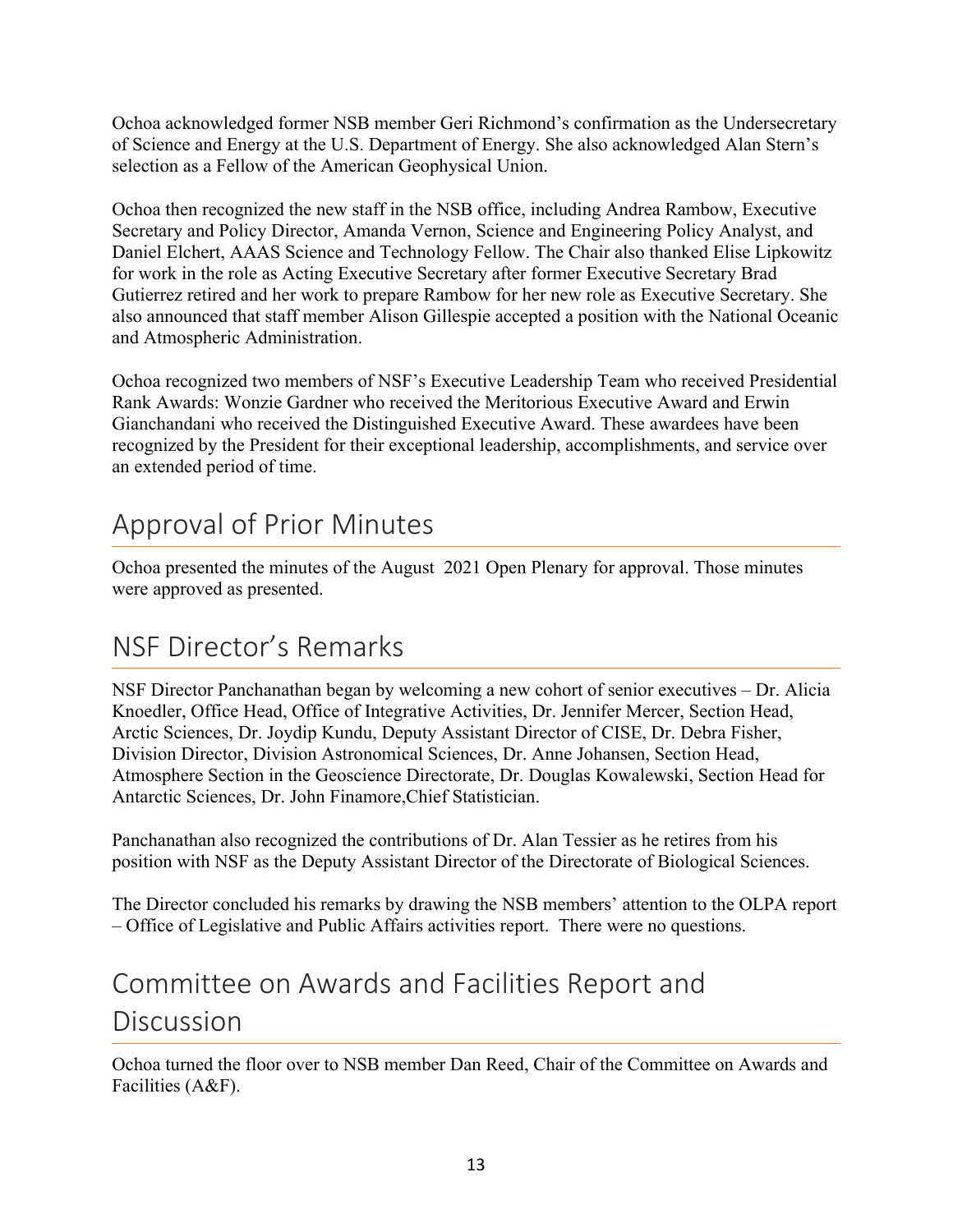Ochoa acknowledged former NSB member Geri Richmond's confirmation as the Undersecretary of Science and Energy at the U.S. Department of Energy. She also acknowledged Alan Stern's selection as a Fellow of the American Geophysical Union.

Ochoa then recognized the new staff in the NSB office, including Andrea Rambow, Executive Secretary and Policy Director, Amanda Vernon, Science and Engineering Policy Analyst, and Daniel Elchert, AAAS Science and Technology Fellow. The Chair also thanked Elise Lipkowitz for work in the role as Acting Executive Secretary after former Executive Secretary Brad Gutierrez retired and her work to prepare Rambow for her new role as Executive Secretary. She also announced that staff member Alison Gillespie accepted a position with the National Oceanic and Atmospheric Administration.

Ochoa recognized two members of NSF's Executive Leadership Team who received Presidential Rank Awards: Wonzie Gardner who received the Meritorious Executive Award and Erwin Gianchandani who received the Distinguished Executive Award. These awardees have been recognized by the President for their exceptional leadership, accomplishments, and service over an extended period of time.

## Approval of Prior Minutes

Ochoa presented the minutes of the August 2021 Open Plenary for approval. Those minutes were approved as presented.

## NSF Director's Remarks

NSF Director Panchanathan began by welcoming a new cohort of senior executives – Dr. Alicia Knoedler, Office Head, Office of Integrative Activities, Dr. Jennifer Mercer, Section Head, Arctic Sciences, Dr. Joydip Kundu, Deputy Assistant Director of CISE, Dr. Debra Fisher, Division Director, Division Astronomical Sciences, Dr. Anne Johansen, Section Head, Atmosphere Section in the Geoscience Directorate, Dr. Douglas Kowalewski, Section Head for Antarctic Sciences, Dr. John Finamore,Chief Statistician.

Panchanathan also recognized the contributions of Dr. Alan Tessier as he retires from his position with NSF as the Deputy Assistant Director of the Directorate of Biological Sciences.

The Director concluded his remarks by drawing the NSB members' attention to the OLPA report – Office of Legislative and Public Affairs activities report. There were no questions.

## Committee on Awards and Facilities Report and Discussion

Ochoa turned the floor over to NSB member Dan Reed, Chair of the Committee on Awards and Facilities (A&F).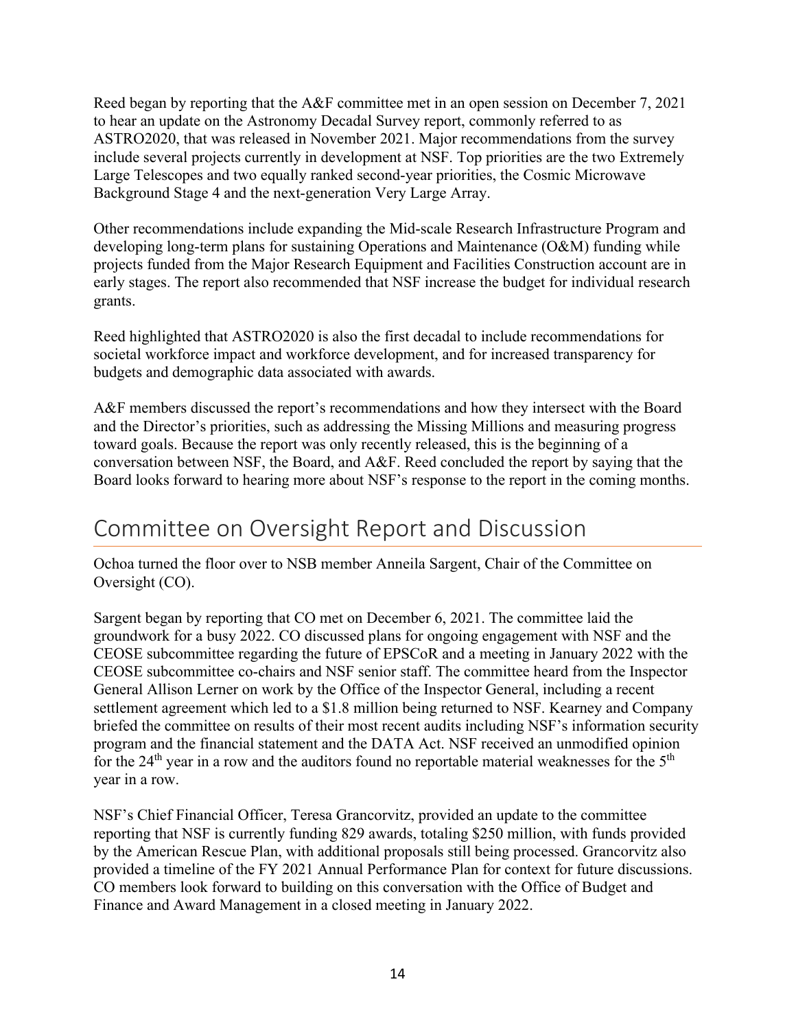Reed began by reporting that the A&F committee met in an open session on December 7, 2021 to hear an update on the Astronomy Decadal Survey report, commonly referred to as ASTRO2020, that was released in November 2021. Major recommendations from the survey include several projects currently in development at NSF. Top priorities are the two Extremely Large Telescopes and two equally ranked second-year priorities, the Cosmic Microwave Background Stage 4 and the next-generation Very Large Array.

Other recommendations include expanding the Mid-scale Research Infrastructure Program and developing long-term plans for sustaining Operations and Maintenance (O&M) funding while projects funded from the Major Research Equipment and Facilities Construction account are in early stages. The report also recommended that NSF increase the budget for individual research grants.

Reed highlighted that ASTRO2020 is also the first decadal to include recommendations for societal workforce impact and workforce development, and for increased transparency for budgets and demographic data associated with awards.

A&F members discussed the report's recommendations and how they intersect with the Board and the Director's priorities, such as addressing the Missing Millions and measuring progress toward goals. Because the report was only recently released, this is the beginning of a conversation between NSF, the Board, and A&F. Reed concluded the report by saying that the Board looks forward to hearing more about NSF's response to the report in the coming months.

## Committee on Oversight Report and Discussion

Ochoa turned the floor over to NSB member Anneila Sargent, Chair of the Committee on Oversight (CO).

Sargent began by reporting that CO met on December 6, 2021. The committee laid the groundwork for a busy 2022. CO discussed plans for ongoing engagement with NSF and the CEOSE subcommittee regarding the future of EPSCoR and a meeting in January 2022 with the CEOSE subcommittee co-chairs and NSF senior staff. The committee heard from the Inspector General Allison Lerner on work by the Office of the Inspector General, including a recent settlement agreement which led to a $1.8 million being returned to NSF. Kearney and Company briefed the committee on results of their most recent audits including NSF's information security program and the financial statement and the DATA Act. NSF received an unmodified opinion for the 24th year in a row and the auditors found no reportable material weaknesses for the 5th year in a row.

NSF's Chief Financial Officer, Teresa Grancorvitz, provided an update to the committee reporting that NSF is currently funding 829 awards, totaling $250 million, with funds provided by the American Rescue Plan, with additional proposals still being processed. Grancorvitz also provided a timeline of the FY 2021 Annual Performance Plan for context for future discussions. CO members look forward to building on this conversation with the Office of Budget and Finance and Award Management in a closed meeting in January 2022.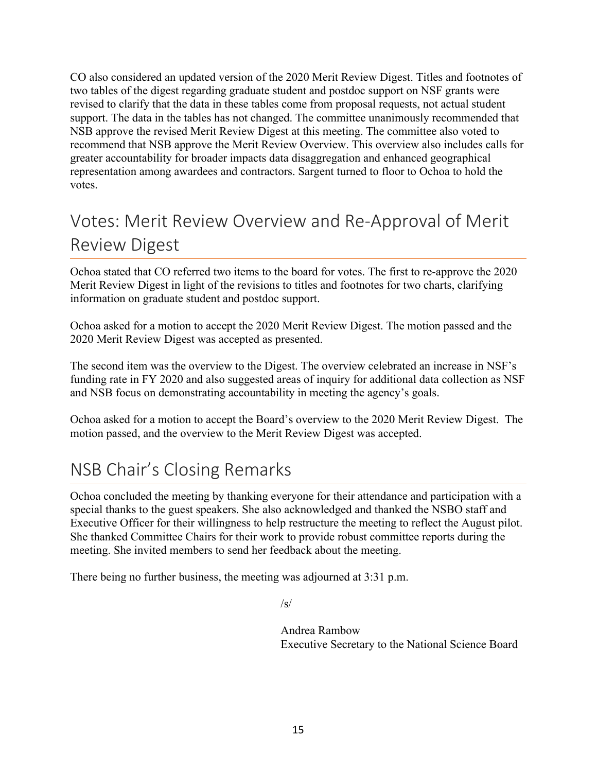CO also considered an updated version of the 2020 Merit Review Digest. Titles and footnotes of two tables of the digest regarding graduate student and postdoc support on NSF grants were revised to clarify that the data in these tables come from proposal requests, not actual student support. The data in the tables has not changed. The committee unanimously recommended that NSB approve the revised Merit Review Digest at this meeting. The committee also voted to recommend that NSB approve the Merit Review Overview. This overview also includes calls for greater accountability for broader impacts data disaggregation and enhanced geographical representation among awardees and contractors. Sargent turned to floor to Ochoa to hold the votes.

## Votes: Merit Review Overview and Re-Approval of Merit Review Digest

Ochoa stated that CO referred two items to the board for votes. The first to re-approve the 2020 Merit Review Digest in light of the revisions to titles and footnotes for two charts, clarifying information on graduate student and postdoc support.

Ochoa asked for a motion to accept the 2020 Merit Review Digest. The motion passed and the 2020 Merit Review Digest was accepted as presented.

The second item was the overview to the Digest. The overview celebrated an increase in NSF's funding rate in FY 2020 and also suggested areas of inquiry for additional data collection as NSF and NSB focus on demonstrating accountability in meeting the agency's goals.

Ochoa asked for a motion to accept the Board's overview to the 2020 Merit Review Digest. The motion passed, and the overview to the Merit Review Digest was accepted.

## NSB Chair's Closing Remarks

Ochoa concluded the meeting by thanking everyone for their attendance and participation with a special thanks to the guest speakers. She also acknowledged and thanked the NSBO staff and Executive Officer for their willingness to help restructure the meeting to reflect the August pilot. She thanked Committee Chairs for their work to provide robust committee reports during the meeting. She invited members to send her feedback about the meeting.

There being no further business, the meeting was adjourned at 3:31 p.m.

/s/

Andrea Rambow
Executive Secretary to the National Science Board